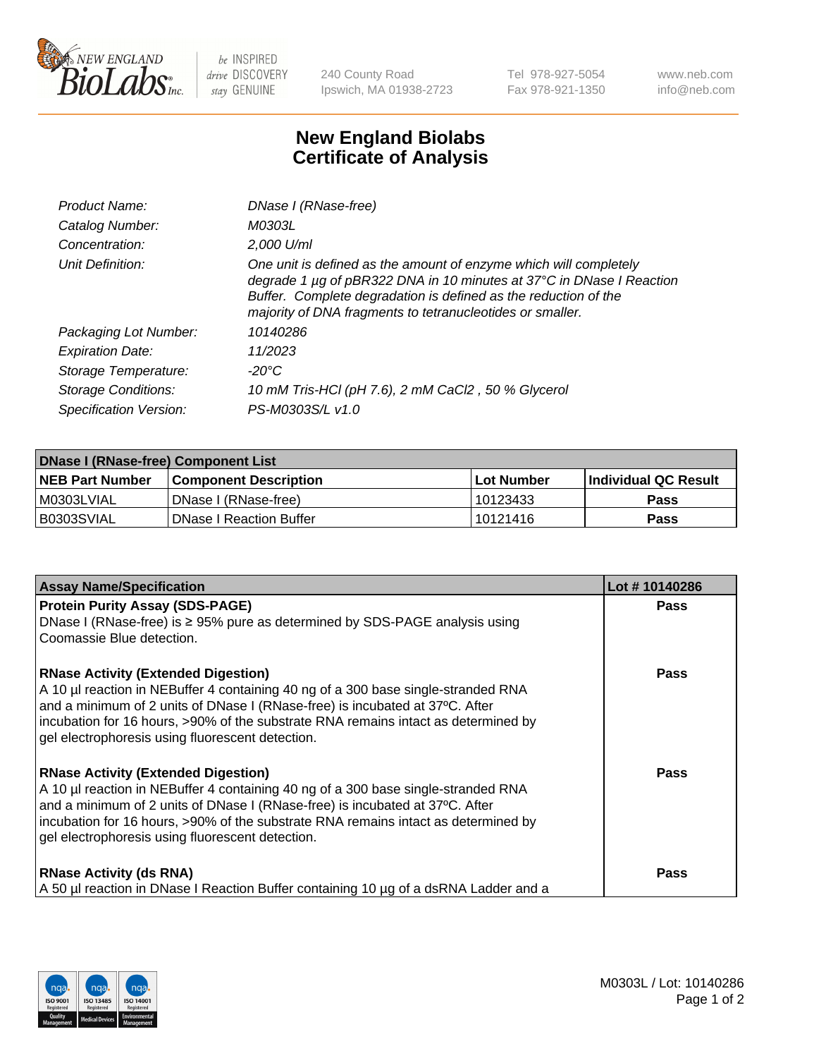New England BioLabs Inc. — be INSPIRED drive DISCOVERY stay GENUINE

240 County Road
Ipswich, MA 01938-2723

Tel 978-927-5054
Fax 978-921-1350

www.neb.com
info@neb.com

# New England Biolabs
# Certificate of Analysis

| | |
|---|---|
| *Product Name:* | *DNase I (RNase-free)* |
| *Catalog Number:* | *M0303L* |
| *Concentration:* | *2,000 U/ml* |
| *Unit Definition:* | *One unit is defined as the amount of enzyme which will completely degrade 1 µg of pBR322 DNA in 10 minutes at 37°C in DNase I Reaction Buffer. Complete degradation is defined as the reduction of the majority of DNA fragments to tetranucleotides or smaller.* |
| *Packaging Lot Number:* | *10140286* |
| *Expiration Date:* | *11/2023* |
| *Storage Temperature:* | *-20°C* |
| *Storage Conditions:* | *10 mM Tris-HCl (pH 7.6), 2 mM $CaCl_2$ , 50 % Glycerol* |
| *Specification Version:* | *PS-M0303S/L v1.0* |

| **DNase I (RNase-free) Component List** | | | |
|---|---|---|---|
| **NEB Part Number** | **Component Description** | **Lot Number** | **Individual QC Result** |
| M0303LVIAL | DNase I (RNase-free) | 10123433 | **Pass** |
| B0303SVIAL | DNase I Reaction Buffer | 10121416 | **Pass** |

| **Assay Name/Specification** | **Lot # 10140286** |
|---|---|
| **Protein Purity Assay (SDS-PAGE)** DNase I (RNase-free) is ≥ 95% pure as determined by SDS-PAGE analysis using Coomassie Blue detection. | **Pass** |
| **RNase Activity (Extended Digestion)** A 10 µl reaction in NEBuffer 4 containing 40 ng of a 300 base single-stranded RNA and a minimum of 2 units of DNase I (RNase-free) is incubated at 37ºC. After incubation for 16 hours, >90% of the substrate RNA remains intact as determined by gel electrophoresis using fluorescent detection. | **Pass** |
| **RNase Activity (Extended Digestion)** A 10 µl reaction in NEBuffer 4 containing 40 ng of a 300 base single-stranded RNA and a minimum of 2 units of DNase I (RNase-free) is incubated at 37ºC. After incubation for 16 hours, >90% of the substrate RNA remains intact as determined by gel electrophoresis using fluorescent detection. | **Pass** |
| **RNase Activity (ds RNA)** A 50 µl reaction in DNase I Reaction Buffer containing 10 µg of a dsRNA Ladder and a | **Pass** |

M0303L / Lot: 10140286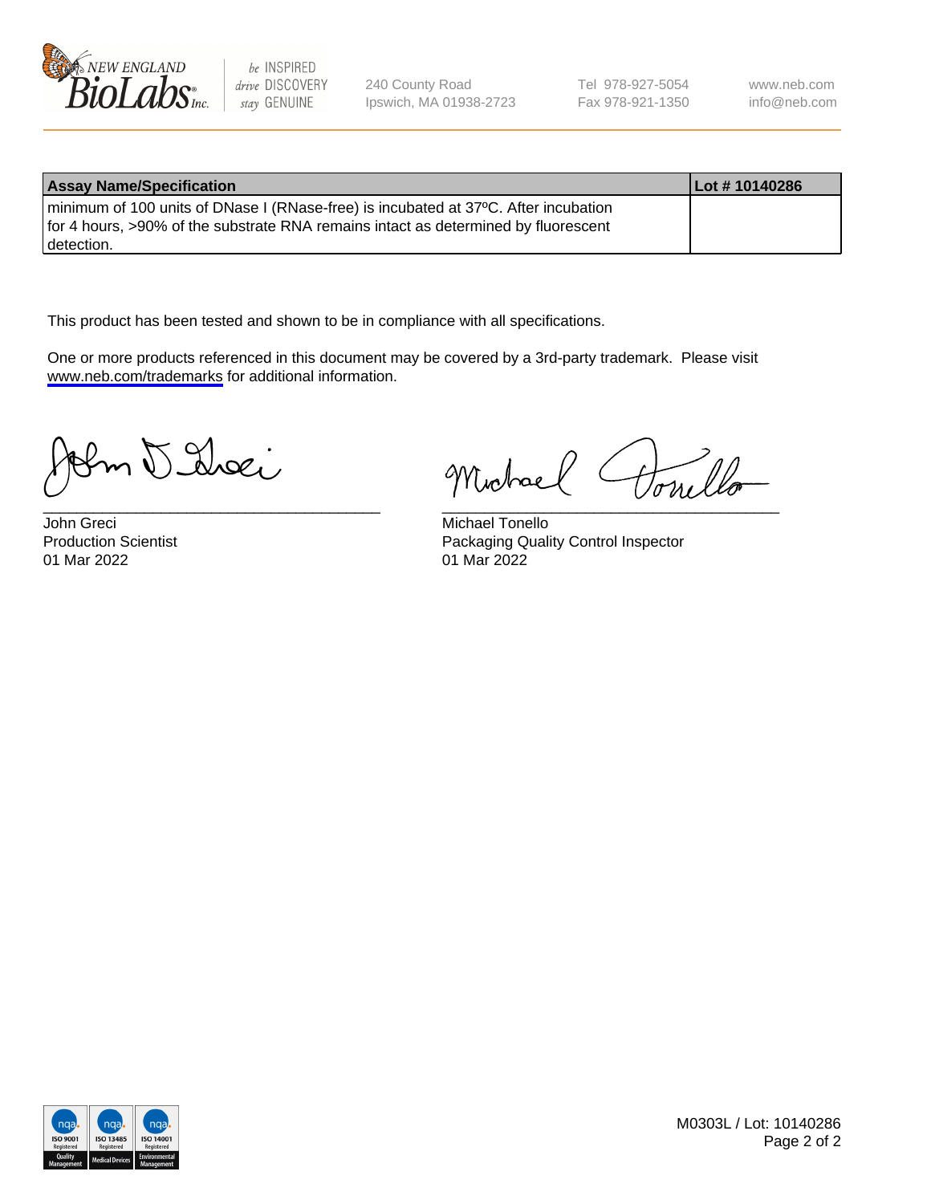| Assay Name/Specification | Lot # 10140286 |
|---|---|
| minimum of 100 units of DNase I (RNase-free) is incubated at 37ºC. After incubation for 4 hours, >90% of the substrate RNA remains intact as determined by fluorescent detection. | |

This product has been tested and shown to be in compliance with all specifications.

One or more products referenced in this document may be covered by a 3rd-party trademark. Please visit www.neb.com/trademarks for additional information.

John Greci
Production Scientist
01 Mar 2022

Michael Tonello
Packaging Quality Control Inspector
01 Mar 2022

M0303L / Lot: 10140286